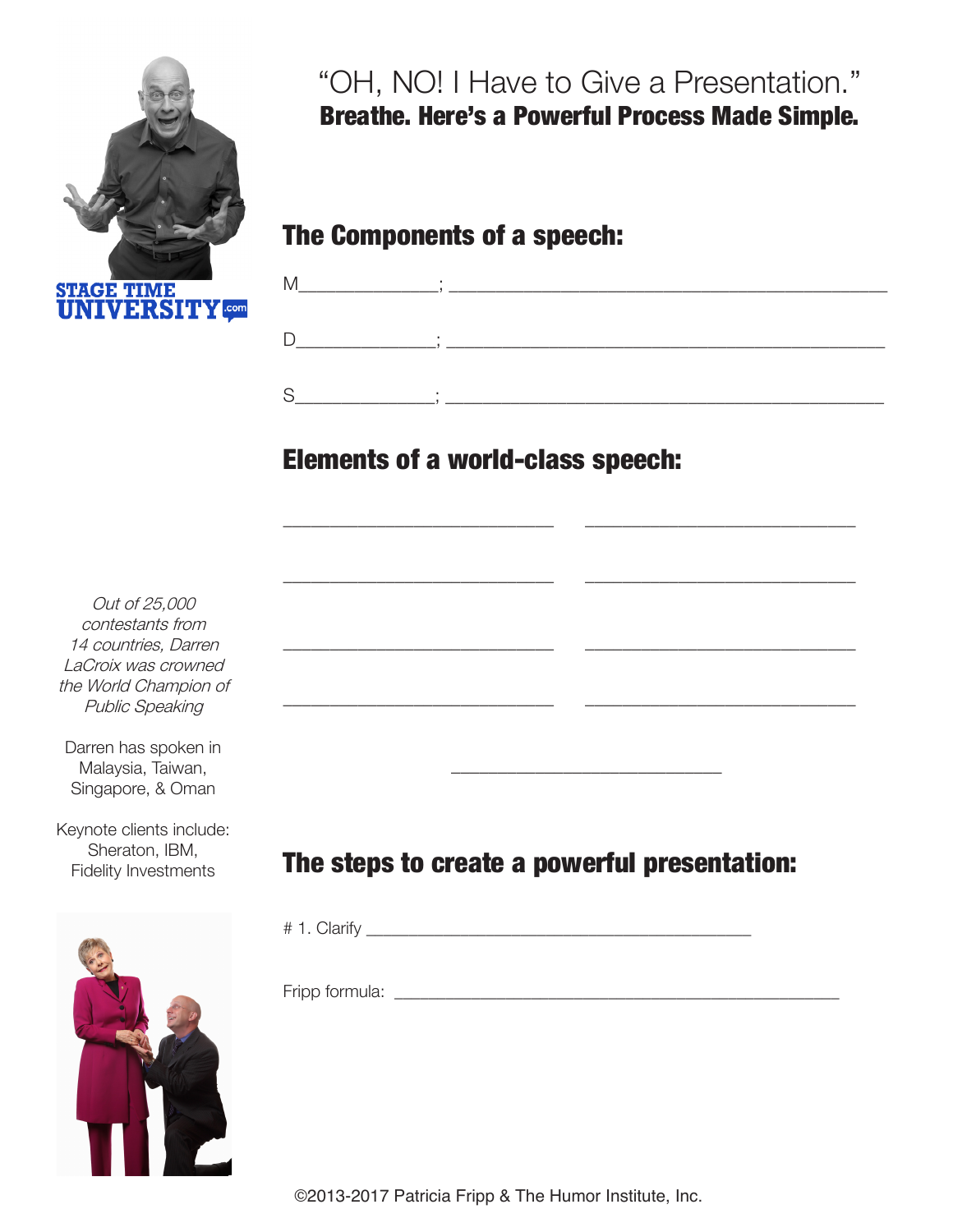# "OH, NO! I Have to Give a Presentation."

**Breathe. Here's a Powerful Process Made Simple.**

STAGE TIME UNIVERSITY.com

## The Components of a speech:

M______________; _____________________________________________

D______________; _____________________________________________

S______________; _____________________________________________

## Elements of a world-class speech:

_____________________________ _____________________________

_____________________________ _____________________________

_____________________________ _____________________________

_____________________________ _____________________________

_____________________________

*Out of 25,000 contestants from 14 countries, Darren LaCroix was crowned the World Champion of Public Speaking*

Darren has spoken in Malaysia, Taiwan, Singapore, & Oman

Keynote clients include: Sheraton, IBM, Fidelity Investments

## The steps to create a powerful presentation:

# 1. Clarify ________________________________________

Fripp formula: ________________________________________________

©2013-2017 Patricia Fripp & The Humor Institute, Inc.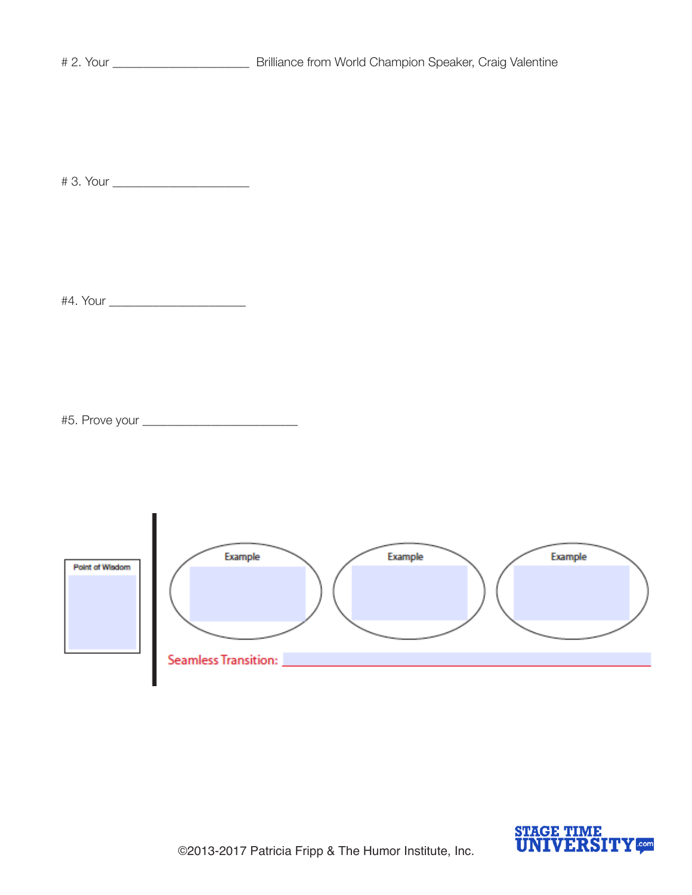# 2. Your _____________________ Brilliance from World Champion Speaker, Craig Valentine

# 3. Your _____________________

#4. Your _____________________

#5. Prove your ________________________

| Point of Wisdom | Example | Example | Example |
| --- | --- | --- | --- |
| | | | |

Seamless Transition: ____________________________________________

©2013-2017 Patricia Fripp & The Humor Institute, Inc.

STAGE TIME UNIVERSITY.com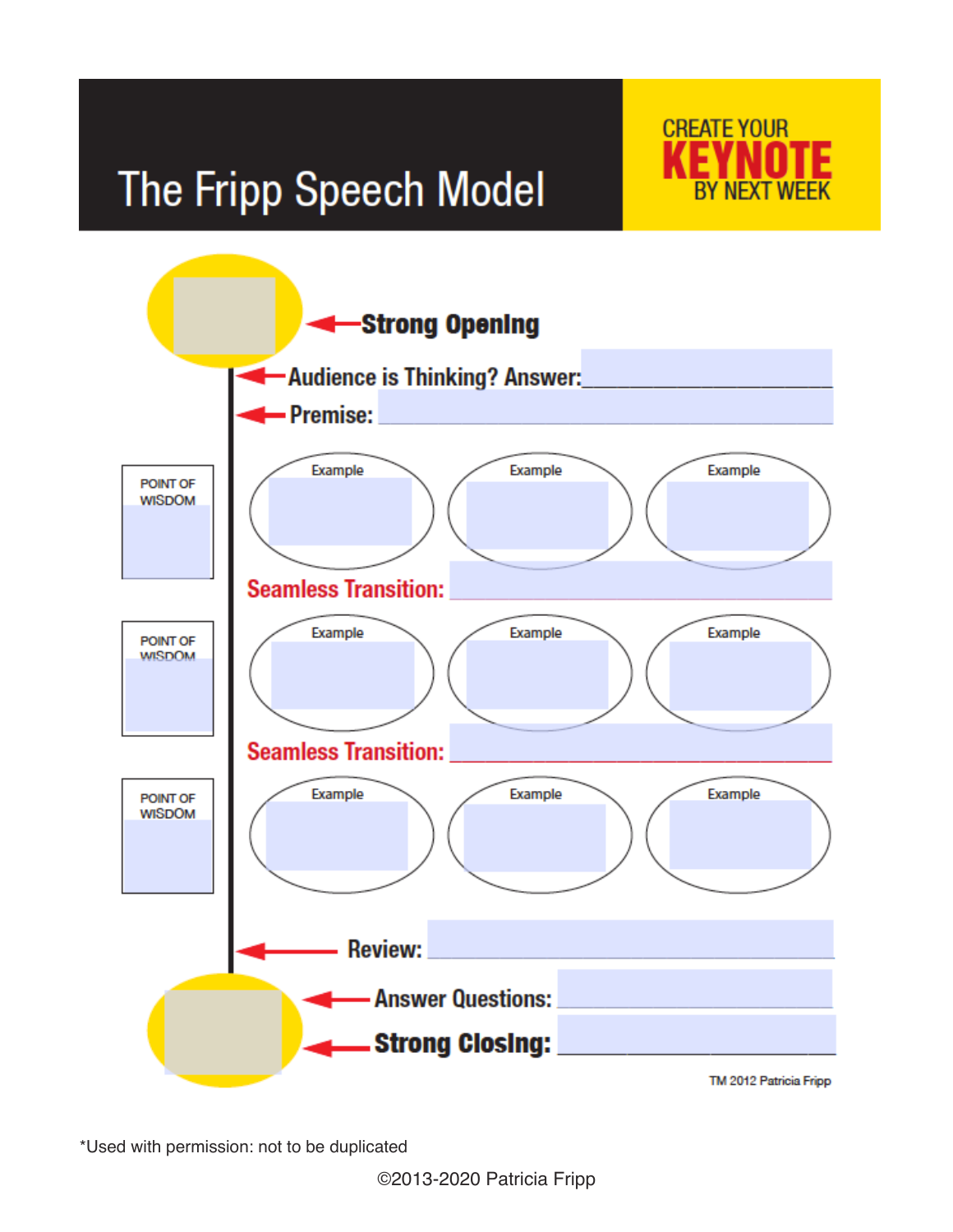# The Fripp Speech Model

CREATE YOUR **KEYNOTE** BY NEXT WEEK

**Strong Opening**

**Audience is Thinking? Answer:** ____________________

**Premise:** ____________________

| POINT OF WISDOM | Example | Example | Example |
|---|---|---|---|
| | | | |

**Seamless Transition:** ____________________

| POINT OF WISDOM | Example | Example | Example |
|---|---|---|---|
| | | | |

**Seamless Transition:** ____________________

| POINT OF WISDOM | Example | Example | Example |
|---|---|---|---|
| | | | |

**Review:** ____________________

**Answer Questions:** ____________________

**Strong Closing:** ____________________

TM 2012 Patricia Fripp

*Used with permission: not to be duplicated

©2013-2020 Patricia Fripp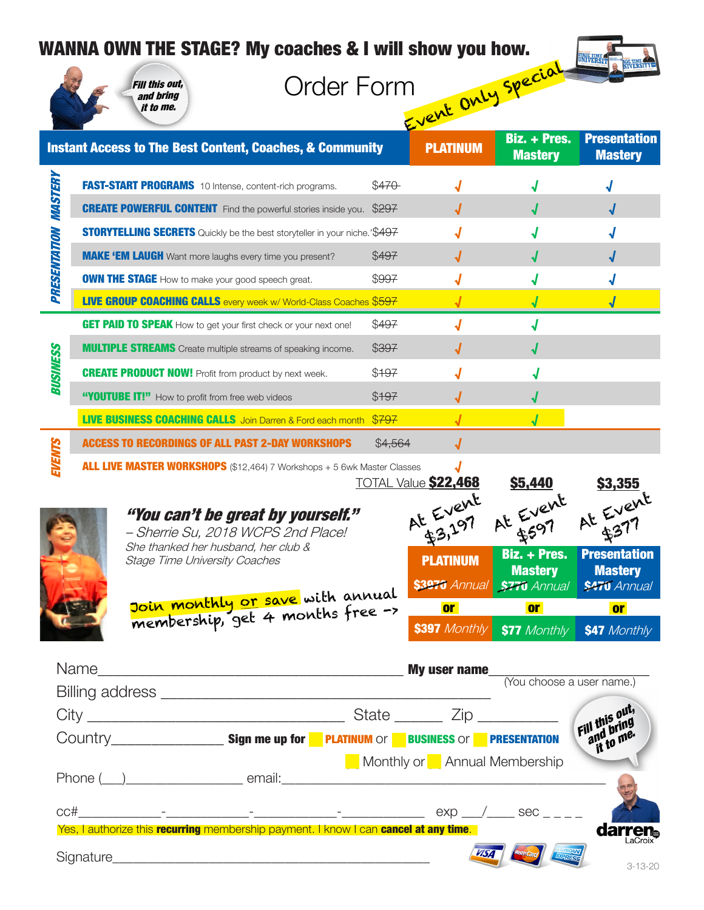# WANNA OWN THE STAGE? My coaches & I will show you how.

*Fill this out, and bring it to me.*

## Order Form

Event Only Special

| Instant Access to The Best Content, Coaches, & Community | | Value | PLATINUM | Biz. + Pres. Mastery | Presentation Mastery |
|---|---|---|---|---|---|
| PRESENTATION MASTERY | **FAST-START PROGRAMS** 10 Intense, content-rich programs. | ~~$470~~ | √ | √ | √ |
| | **CREATE POWERFUL CONTENT** Find the powerful stories inside you. | ~~$297~~ | √ | √ | √ |
| | **STORYTELLING SECRETS** Quickly be the best storyteller in your niche. | ~~$497~~ | √ | √ | √ |
| | **MAKE 'EM LAUGH** Want more laughs every time you present? | ~~$497~~ | √ | √ | √ |
| | **OWN THE STAGE** How to make your good speech great. | ~~$997~~ | √ | √ | √ |
| | **LIVE GROUP COACHING CALLS** every week w/ World-Class Coaches | ~~$597~~ | √ | √ | √ |
| BUSINESS | **GET PAID TO SPEAK** How to get your first check or your next one! | ~~$497~~ | √ | √ | |
| | **MULTIPLE STREAMS** Create multiple streams of speaking income. | ~~$397~~ | √ | √ | |
| | **CREATE PRODUCT NOW!** Profit from product by next week. | ~~$197~~ | √ | √ | |
| | **"YOUTUBE IT!"** How to profit from free web videos | ~~$197~~ | √ | √ | |
| | **LIVE BUSINESS COACHING CALLS** Join Darren & Ford each month | ~~$797~~ | √ | √ | |
| EVENTS | **ACCESS TO RECORDINGS OF ALL PAST 2-DAY WORKSHOPS** | ~~$4,564~~ | √ | | |
| | **ALL LIVE MASTER WORKSHOPS** ($12,464) 7 Workshops + 5 6wk Master Classes | | √ | | |
| | | TOTAL Value | **$22,468** | **$5,440** | **$3,355** |
| | | | At Event $3,197 | At Event $597 | At Event $377 |
| | | | **PLATINUM** ~~$3970~~ Annual | **Biz. + Pres. Mastery** ~~$770~~ Annual | **Presentation Mastery** ~~$470~~ Annual |
| | | | or | or | or |
| | | | **$397** Monthly | **$77** Monthly | **$47** Monthly |

***"You can't be great by yourself."***
*– Sherrie Su, 2018 WCPS 2nd Place!*
*She thanked her husband, her club & Stage Time University Coaches*

Join monthly or save with annual membership, get 4 months free ->

Name______________________________ **My user name**____________________
(You choose a user name.)

Billing address ______________________________________

City ____________________ State ______ Zip __________

Country______________ **Sign me up for** ☐ **PLATINUM** or ☐ **BUSINESS** or ☐ **PRESENTATION**

☐ Monthly or ☐ Annual Membership

*Fill this out, and bring it to me.*

Phone (___)_______________ email:________________________________________

cc#___________-___________-___________-___________ exp ___/____ sec _ _ _ _

Yes, I authorize this **recurring** membership payment. I know I can **cancel at any time**.

Signature__________________________________________

darren LaCroix

3-13-20